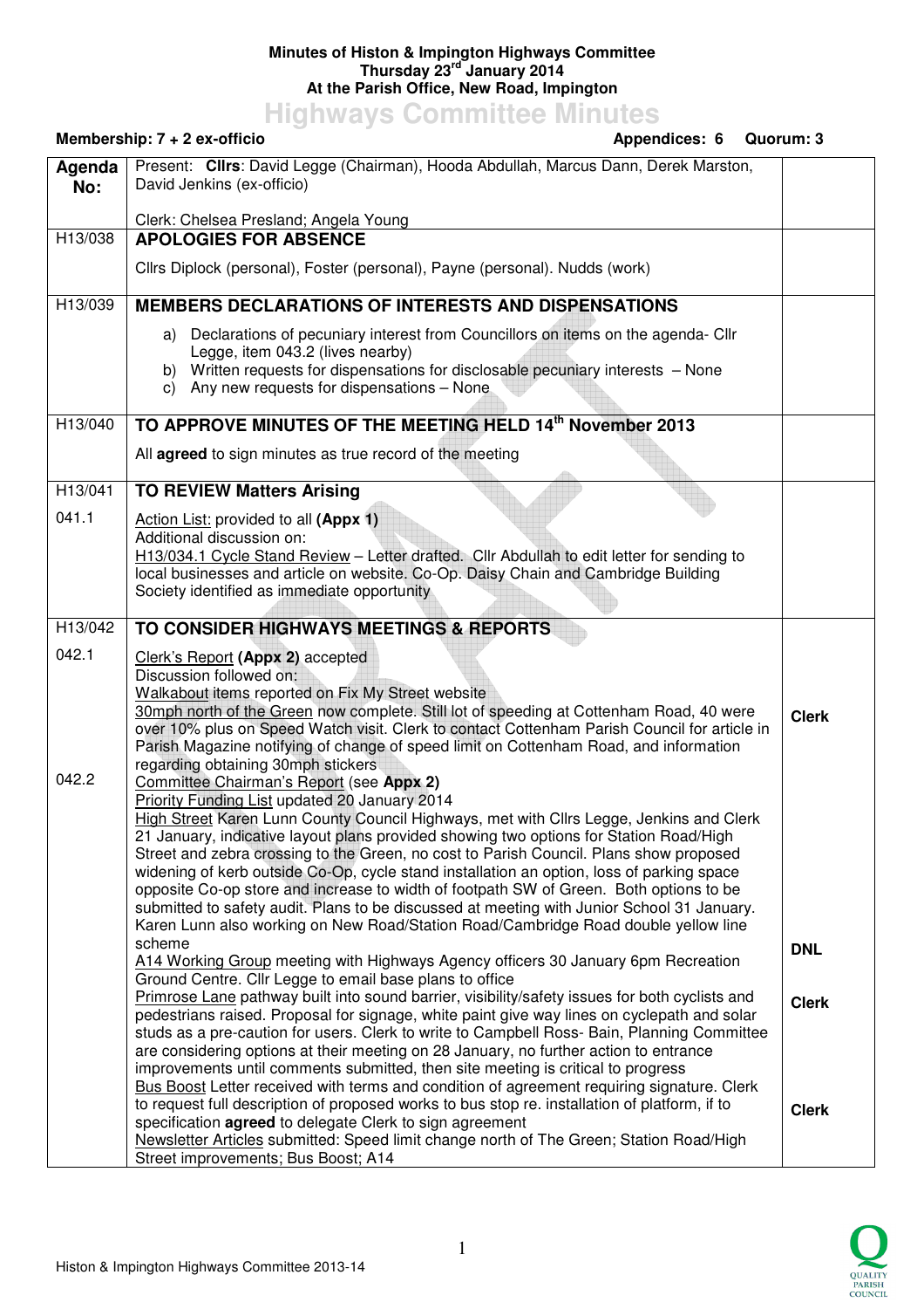**Minutes of Histon & Impington Highways Committee**
**Thursday 23rd January 2014**
**At the Parish Office, New Road, Impington**

# Highways Committee Minutes

**Membership: 7 + 2 ex-officio** | **Appendices: 6** | **Quorum: 3**

| Agenda No: | Present: **Cllrs**: David Legge (Chairman), Hooda Abdullah, Marcus Dann, Derek Marston, David Jenkins (ex-officio)<br><br>Clerk: Chelsea Presland; Angela Young | |
|---|---|---|
| H13/038 | **APOLOGIES FOR ABSENCE**<br><br>Cllrs Diplock (personal), Foster (personal), Payne (personal). Nudds (work) | |
| H13/039 | **MEMBERS DECLARATIONS OF INTERESTS AND DISPENSATIONS**<br><br>a) Declarations of pecuniary interest from Councillors on items on the agenda- Cllr Legge, item 043.2 (lives nearby)<br>b) Written requests for dispensations for disclosable pecuniary interests – None<br>c) Any new requests for dispensations – None | |
| H13/040 | **TO APPROVE MINUTES OF THE MEETING HELD 14th November 2013**<br><br>All **agreed** to sign minutes as true record of the meeting | |
| H13/041 | **TO REVIEW Matters Arising** | |
| 041.1 | Action List: provided to all **(Appx 1)**<br>Additional discussion on:<br>H13/034.1 Cycle Stand Review – Letter drafted. Cllr Abdullah to edit letter for sending to local businesses and article on website. Co-Op. Daisy Chain and Cambridge Building Society identified as immediate opportunity | |
| H13/042 | **TO CONSIDER HIGHWAYS MEETINGS & REPORTS** | |
| 042.1 | Clerk's Report **(Appx 2)** accepted<br>Discussion followed on:<br>Walkabout items reported on Fix My Street website<br>30mph north of the Green now complete. Still lot of speeding at Cottenham Road, 40 were over 10% plus on Speed Watch visit. Clerk to contact Cottenham Parish Council for article in Parish Magazine notifying of change of speed limit on Cottenham Road, and information regarding obtaining 30mph stickers | **Clerk** |
| 042.2 | Committee Chairman's Report (see **Appx 2)**<br>Priority Funding List updated 20 January 2014<br>High Street Karen Lunn County Council Highways, met with Cllrs Legge, Jenkins and Clerk 21 January, indicative layout plans provided showing two options for Station Road/High Street and zebra crossing to the Green, no cost to Parish Council. Plans show proposed widening of kerb outside Co-Op, cycle stand installation an option, loss of parking space opposite Co-op store and increase to width of footpath SW of Green. Both options to be submitted to safety audit. Plans to be discussed at meeting with Junior School 31 January. Karen Lunn also working on New Road/Station Road/Cambridge Road double yellow line scheme<br>A14 Working Group meeting with Highways Agency officers 30 January 6pm Recreation Ground Centre. Cllr Legge to email base plans to office<br>Primrose Lane pathway built into sound barrier, visibility/safety issues for both cyclists and pedestrians raised. Proposal for signage, white paint give way lines on cyclepath and solar studs as a pre-caution for users. Clerk to write to Campbell Ross- Bain, Planning Committee are considering options at their meeting on 28 January, no further action to entrance improvements until comments submitted, then site meeting is critical to progress<br>Bus Boost Letter received with terms and condition of agreement requiring signature. Clerk to request full description of proposed works to bus stop re. installation of platform, if to specification **agreed** to delegate Clerk to sign agreement<br>Newsletter Articles submitted: Speed limit change north of The Green; Station Road/High Street improvements; Bus Boost; A14 | **DNL**<br><br>**Clerk**<br><br>**Clerk** |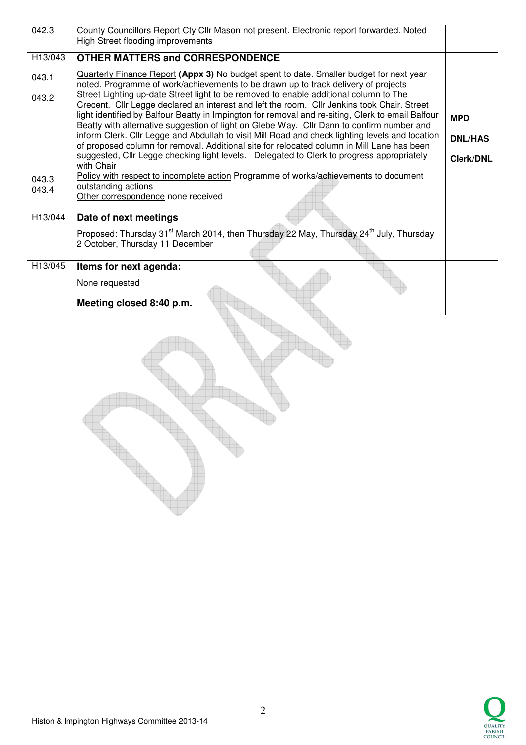| | | |
|---|---|---|
| 042.3 | County Councillors Report Cty Cllr Mason not present. Electronic report forwarded. Noted High Street flooding improvements | |
| H13/043 | **OTHER MATTERS and CORRESPONDENCE** | |
| 043.1 | Quarterly Finance Report **(Appx 3)** No budget spent to date. Smaller budget for next year noted. Programme of work/achievements to be drawn up to track delivery of projects | |
| 043.2 | Street Lighting up-date Street light to be removed to enable additional column to The Crecent. Cllr Legge declared an interest and left the room. Cllr Jenkins took Chair. Street light identified by Balfour Beatty in Impington for removal and re-siting, Clerk to email Balfour Beatty with alternative suggestion of light on Glebe Way. Cllr Dann to confirm number and inform Clerk. Cllr Legge and Abdullah to visit Mill Road and check lighting levels and location of proposed column for removal. Additional site for relocated column in Mill Lane has been suggested, Cllr Legge checking light levels. Delegated to Clerk to progress appropriately with Chair | **MPD**<br>**DNL/HAS**<br>**Clerk/DNL** |
| 043.3 | Policy with respect to incomplete action Programme of works/achievements to document outstanding actions | |
| 043.4 | Other correspondence none received | |
| H13/044 | **Date of next meetings**<br>Proposed: Thursday 31st March 2014, then Thursday 22 May, Thursday 24th July, Thursday 2 October, Thursday 11 December | |
| H13/045 | **Items for next agenda:**<br>None requested<br>**Meeting closed 8:40 p.m.** | |

Histon & Impington Highways Committee 2013-14